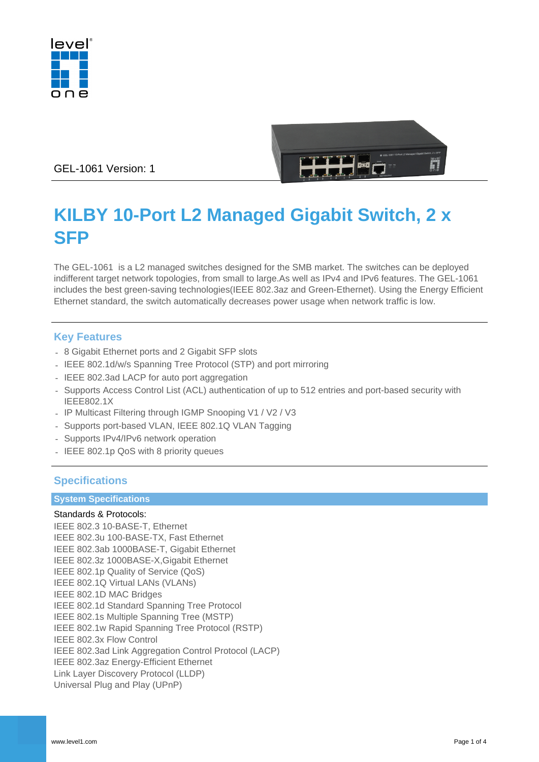GEL-1061 Version: 1

# KILBY 10-Port L2 Managed Gigabit Switch, 2 x SFP

The GEL-1061  is a L2 managed switches designed for the SMB market. The switches can be deployed indifferent target network topologies, from small to large.As well as IPv4 and IPv6 features. The GEL-1061 includes the best green-saving technologies(IEEE 802.3az and Green-Ethernet). Using the Energy Efficient Ethernet standard, the switch automatically decreases power usage when network traffic is low.

## Key Features

- 8 Gigabit Ethernet ports and 2 Gigabit SFP slots
- IEEE 802.1d/w/s Spanning Tree Protocol (STP) and port mirroring
- IEEE 802.3ad LACP for auto port aggregation
- Supports Access Control List (ACL) authentication of up to 512 entries and port-based security with IEEE802.1X
- IP Multicast Filtering through IGMP Snooping V1 / V2 / V3
- Supports port-based VLAN, IEEE 802.1Q VLAN Tagging
- Supports IPv4/IPv6 network operation
- IEEE 802.1p QoS with 8 priority queues

## Specifications

### System Specifications

Standards & Protocols:

IEEE 802.3 10-BASE-T, Ethernet
IEEE 802.3u 100-BASE-TX, Fast Ethernet
IEEE 802.3ab 1000BASE-T, Gigabit Ethernet
IEEE 802.3z 1000BASE-X,Gigabit Ethernet
IEEE 802.1p Quality of Service (QoS)
IEEE 802.1Q Virtual LANs (VLANs)
IEEE 802.1D MAC Bridges
IEEE 802.1d Standard Spanning Tree Protocol
IEEE 802.1s Multiple Spanning Tree (MSTP)
IEEE 802.1w Rapid Spanning Tree Protocol (RSTP)
IEEE 802.3x Flow Control
IEEE 802.3ad Link Aggregation Control Protocol (LACP)
IEEE 802.3az Energy-Efficient Ethernet
Link Layer Discovery Protocol (LLDP)
Universal Plug and Play (UPnP)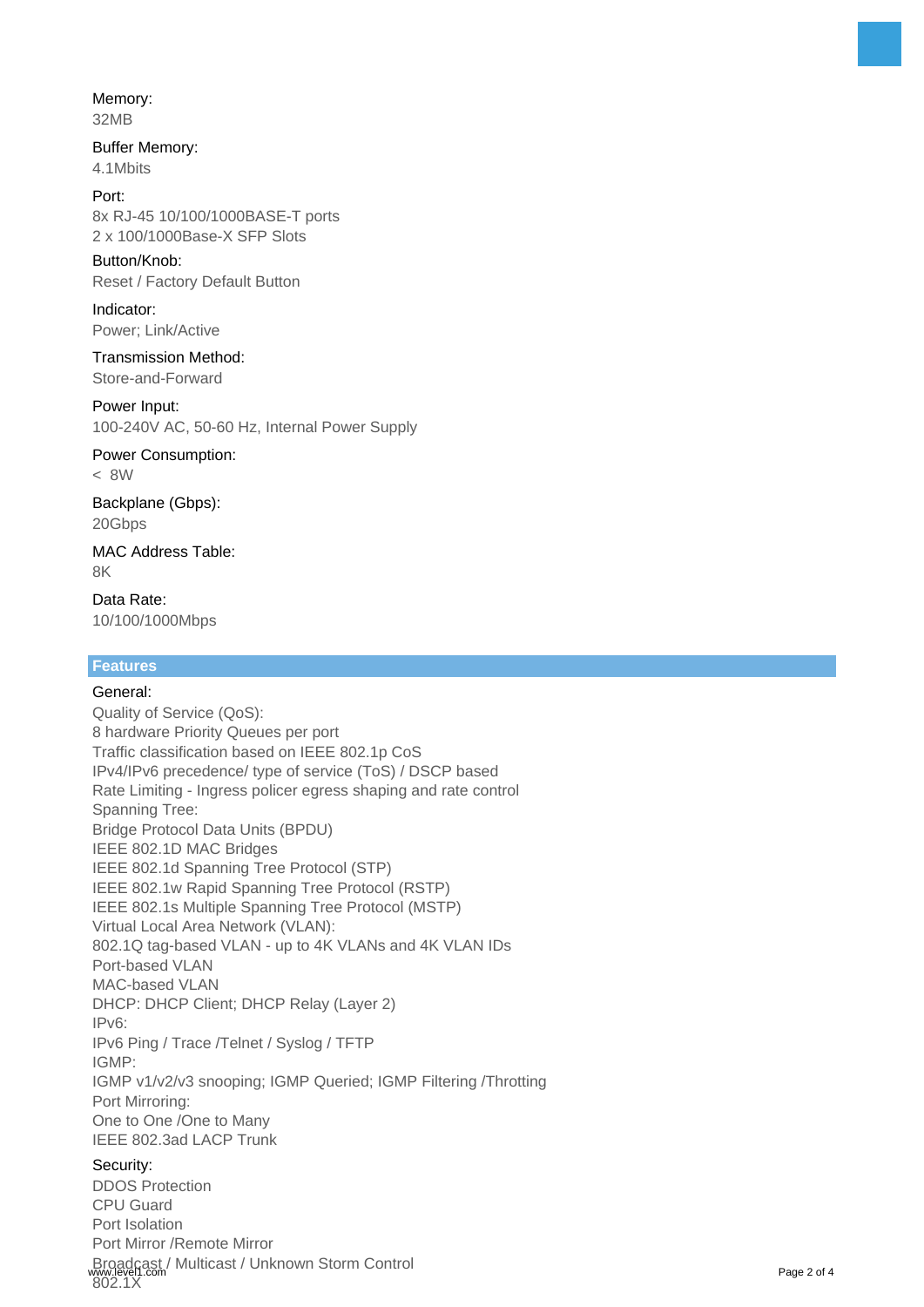**Memory:**
32MB

**Buffer Memory:**
4.1Mbits

**Port:**
8x RJ-45 10/100/1000BASE-T ports
2 x 100/1000Base-X SFP Slots

**Button/Knob:**
Reset / Factory Default Button

**Indicator:**
Power; Link/Active

**Transmission Method:**
Store-and-Forward

**Power Input:**
100-240V AC, 50-60 Hz, Internal Power Supply

**Power Consumption:**
< 8W

**Backplane (Gbps):**
20Gbps

**MAC Address Table:**
8K

**Data Rate:**
10/100/1000Mbps

## Features

**General:**

Quality of Service (QoS):
8 hardware Priority Queues per port
Traffic classification based on IEEE 802.1p CoS
IPv4/IPv6 precedence/ type of service (ToS) / DSCP based
Rate Limiting - Ingress policer egress shaping and rate control
Spanning Tree:
Bridge Protocol Data Units (BPDU)
IEEE 802.1D MAC Bridges
IEEE 802.1d Spanning Tree Protocol (STP)
IEEE 802.1w Rapid Spanning Tree Protocol (RSTP)
IEEE 802.1s Multiple Spanning Tree Protocol (MSTP)
Virtual Local Area Network (VLAN):
802.1Q tag-based VLAN - up to 4K VLANs and 4K VLAN IDs
Port-based VLAN
MAC-based VLAN
DHCP: DHCP Client; DHCP Relay (Layer 2)
IPv6:
IPv6 Ping / Trace /Telnet / Syslog / TFTP
IGMP:
IGMP v1/v2/v3 snooping; IGMP Queried; IGMP Filtering /Throtting
Port Mirroring:
One to One /One to Many
IEEE 802.3ad LACP Trunk

**Security:**

DDOS Protection
CPU Guard
Port Isolation
Port Mirror /Remote Mirror
Broadcast / Multicast / Unknown Storm Control
802.1X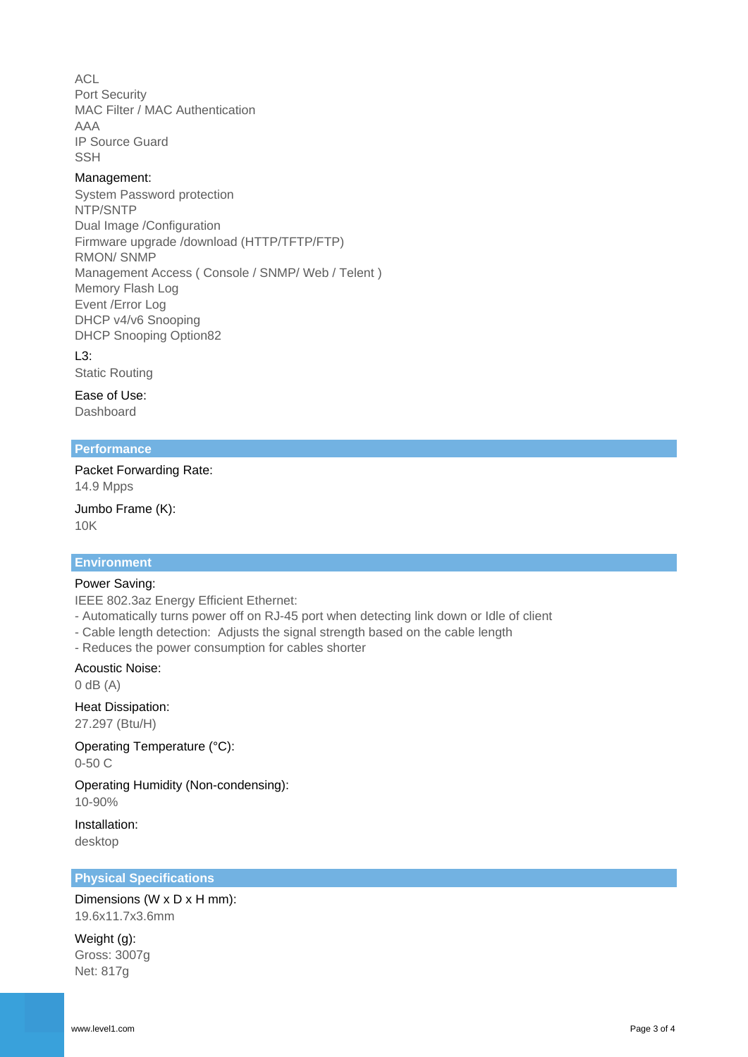ACL
Port Security
MAC Filter / MAC Authentication
AAA
IP Source Guard
SSH

Management:
System Password protection
NTP/SNTP
Dual Image /Configuration
Firmware upgrade /download (HTTP/TFTP/FTP)
RMON/ SNMP
Management Access ( Console / SNMP/ Web / Telent )
Memory Flash Log
Event /Error Log
DHCP v4/v6 Snooping
DHCP Snooping Option82

L3:
Static Routing

Ease of Use:
Dashboard

## Performance

Packet Forwarding Rate:
14.9 Mpps

Jumbo Frame (K):
10K

## Environment

Power Saving:
IEEE 802.3az Energy Efficient Ethernet:
- Automatically turns power off on RJ-45 port when detecting link down or Idle of client
- Cable length detection: Adjusts the signal strength based on the cable length
- Reduces the power consumption for cables shorter

Acoustic Noise:
0 dB (A)

Heat Dissipation:
27.297 (Btu/H)

Operating Temperature (°C):
0-50 C

Operating Humidity (Non-condensing):
10-90%

Installation:
desktop

## Physical Specifications

Dimensions (W x D x H mm):
19.6x11.7x3.6mm

Weight (g):
Gross: 3007g
Net: 817g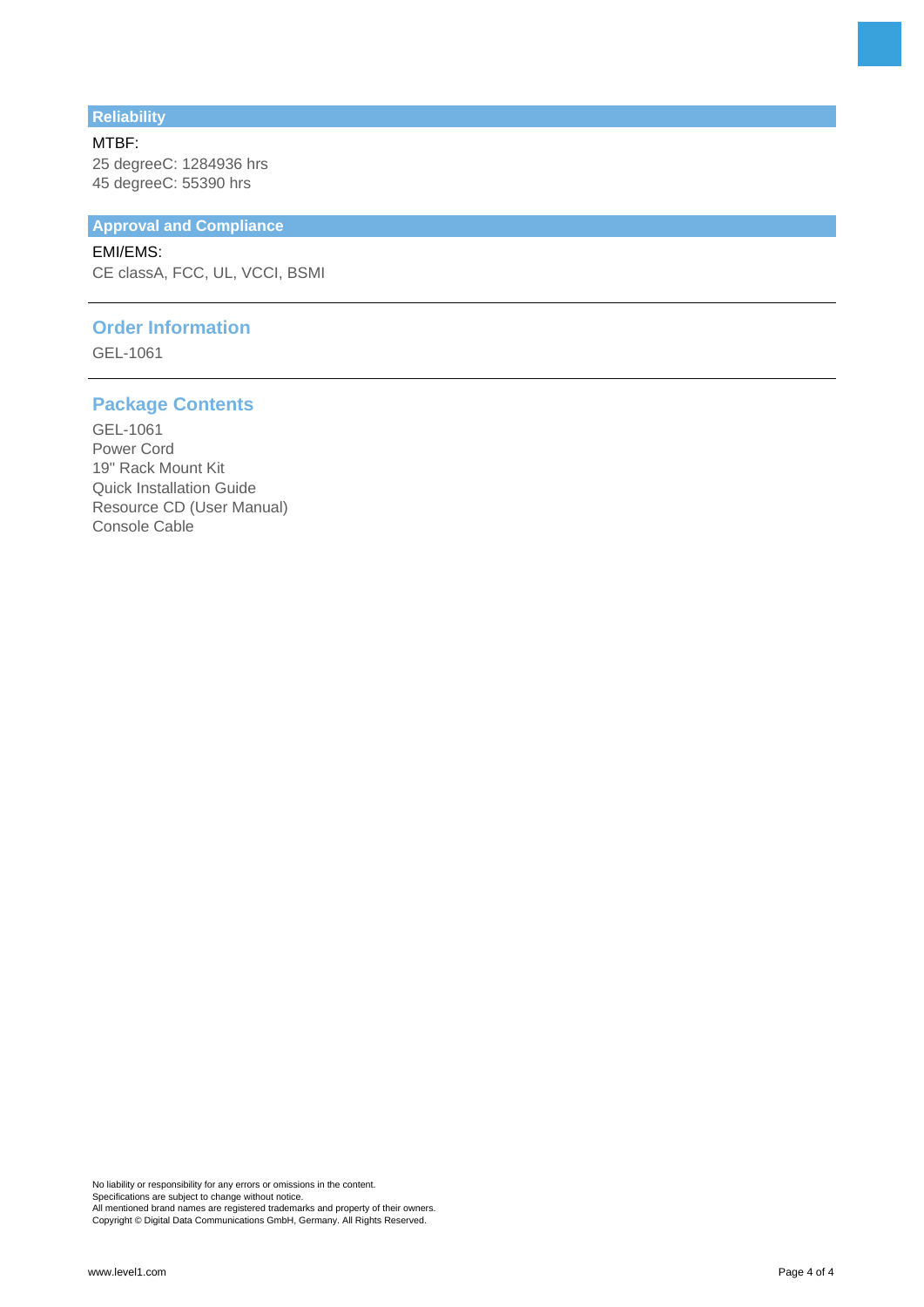## Reliability

MTBF:
25 degreeC: 1284936 hrs
45 degreeC: 55390 hrs

## Approval and Compliance

EMI/EMS:
CE classA, FCC, UL, VCCI, BSMI

---

## Order Information

GEL-1061

---

## Package Contents

GEL-1061
Power Cord
19" Rack Mount Kit
Quick Installation Guide
Resource CD (User Manual)
Console Cable

No liability or responsibility for any errors or omissions in the content.
Specifications are subject to change without notice.
All mentioned brand names are registered trademarks and property of their owners.
Copyright © Digital Data Communications GmbH, Germany. All Rights Reserved.

www.level1.com